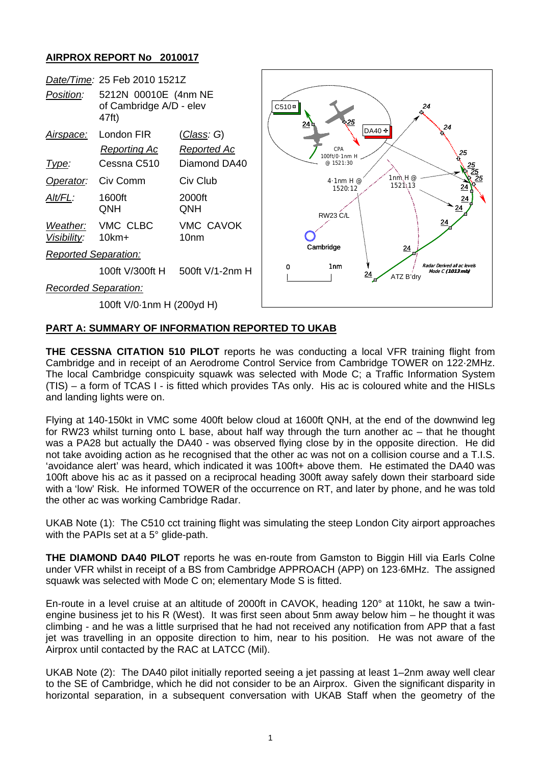## AIRPROX REPORT No 2010017

| | | |
|---|---|---|
| *Date/Time:* | 25 Feb 2010 1521Z | |
| *Position:* | 5212N 00010E (4nm NE of Cambridge A/D - elev 47ft) | |
| *Airspace:* | London FIR | (*Class: G*) |
| | *Reporting Ac* | *Reported Ac* |
| *Type:* | Cessna C510 | Diamond DA40 |
| *Operator:* | Civ Comm | Civ Club |
| *Alt/FL:* | 1600ft QNH | 2000ft QNH |
| *Weather:* *Visibility:* | VMC CLBC 10km+ | VMC CAVOK 10nm |
| *Reported Separation:* | | |
| | 100ft V/300ft H | 500ft V/1-2nm H |
| *Recorded Separation:* | | |
| | 100ft V/0·1nm H (200yd H) | |

## PART A: SUMMARY OF INFORMATION REPORTED TO UKAB

**THE CESSNA CITATION 510 PILOT** reports he was conducting a local VFR training flight from Cambridge and in receipt of an Aerodrome Control Service from Cambridge TOWER on 122·2MHz. The local Cambridge conspicuity squawk was selected with Mode C; a Traffic Information System (TIS) – a form of TCAS I - is fitted which provides TAs only. His ac is coloured white and the HISLs and landing lights were on.

Flying at 140-150kt in VMC some 400ft below cloud at 1600ft QNH, at the end of the downwind leg for RW23 whilst turning onto L base, about half way through the turn another ac – that he thought was a PA28 but actually the DA40 - was observed flying close by in the opposite direction. He did not take avoiding action as he recognised that the other ac was not on a collision course and a T.I.S. 'avoidance alert' was heard, which indicated it was 100ft+ above them. He estimated the DA40 was 100ft above his ac as it passed on a reciprocal heading 300ft away safely down their starboard side with a 'low' Risk. He informed TOWER of the occurrence on RT, and later by phone, and he was told the other ac was working Cambridge Radar.

UKAB Note (1): The C510 cct training flight was simulating the steep London City airport approaches with the PAPIs set at a 5° glide-path.

**THE DIAMOND DA40 PILOT** reports he was en-route from Gamston to Biggin Hill via Earls Colne under VFR whilst in receipt of a BS from Cambridge APPROACH (APP) on 123·6MHz. The assigned squawk was selected with Mode C on; elementary Mode S is fitted.

En-route in a level cruise at an altitude of 2000ft in CAVOK, heading 120° at 110kt, he saw a twin-engine business jet to his R (West). It was first seen about 5nm away below him – he thought it was climbing - and he was a little surprised that he had not received any notification from APP that a fast jet was travelling in an opposite direction to him, near to his position. He was not aware of the Airprox until contacted by the RAC at LATCC (Mil).

UKAB Note (2): The DA40 pilot initially reported seeing a jet passing at least 1–2nm away well clear to the SE of Cambridge, which he did not consider to be an Airprox. Given the significant disparity in horizontal separation, in a subsequent conversation with UKAB Staff when the geometry of the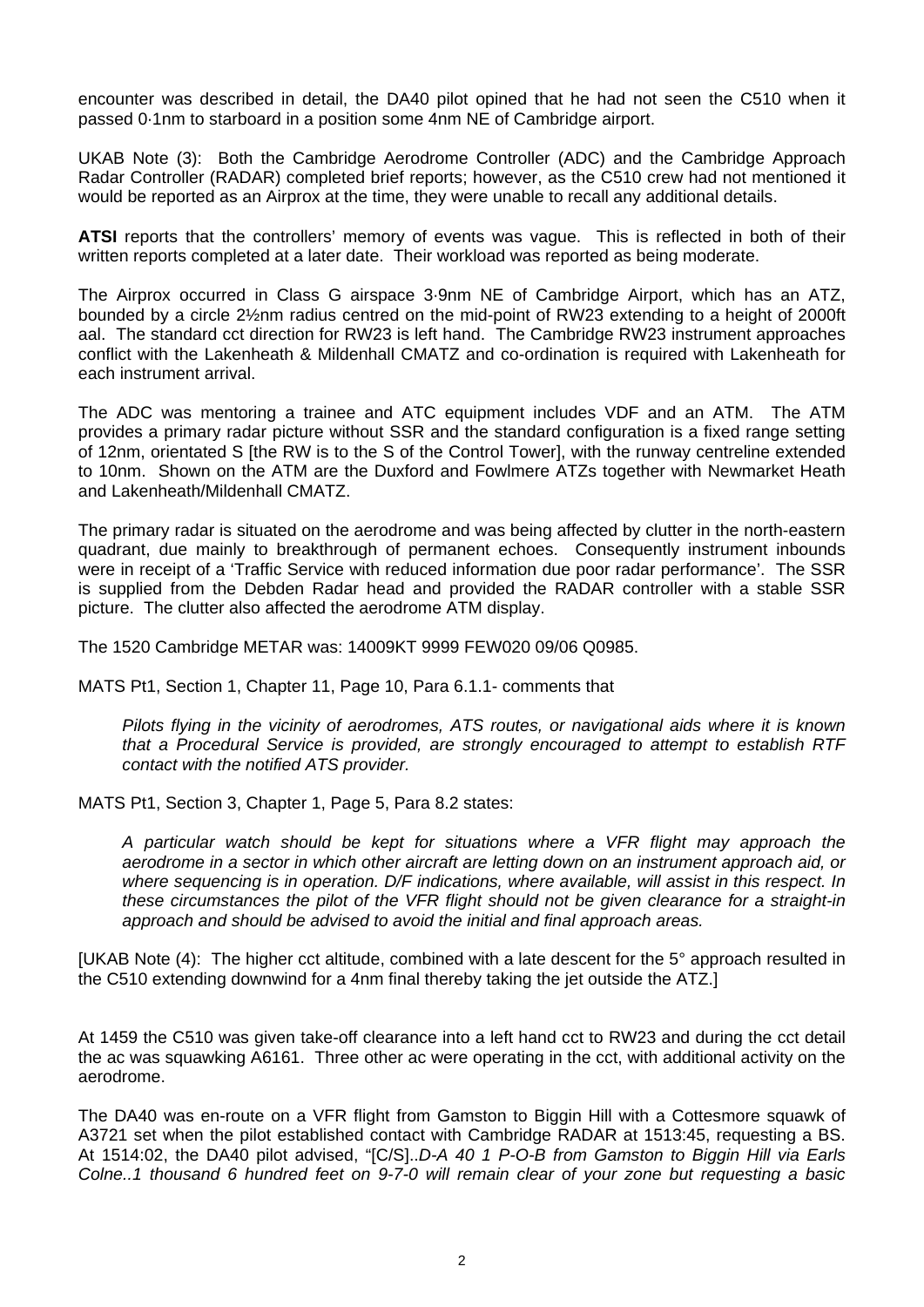encounter was described in detail, the DA40 pilot opined that he had not seen the C510 when it passed 0·1nm to starboard in a position some 4nm NE of Cambridge airport.

UKAB Note (3): Both the Cambridge Aerodrome Controller (ADC) and the Cambridge Approach Radar Controller (RADAR) completed brief reports; however, as the C510 crew had not mentioned it would be reported as an Airprox at the time, they were unable to recall any additional details.

**ATSI** reports that the controllers' memory of events was vague. This is reflected in both of their written reports completed at a later date. Their workload was reported as being moderate.

The Airprox occurred in Class G airspace 3·9nm NE of Cambridge Airport, which has an ATZ, bounded by a circle 2½nm radius centred on the mid-point of RW23 extending to a height of 2000ft aal. The standard cct direction for RW23 is left hand. The Cambridge RW23 instrument approaches conflict with the Lakenheath & Mildenhall CMATZ and co-ordination is required with Lakenheath for each instrument arrival.

The ADC was mentoring a trainee and ATC equipment includes VDF and an ATM. The ATM provides a primary radar picture without SSR and the standard configuration is a fixed range setting of 12nm, orientated S [the RW is to the S of the Control Tower], with the runway centreline extended to 10nm. Shown on the ATM are the Duxford and Fowlmere ATZs together with Newmarket Heath and Lakenheath/Mildenhall CMATZ.

The primary radar is situated on the aerodrome and was being affected by clutter in the north-eastern quadrant, due mainly to breakthrough of permanent echoes. Consequently instrument inbounds were in receipt of a 'Traffic Service with reduced information due poor radar performance'. The SSR is supplied from the Debden Radar head and provided the RADAR controller with a stable SSR picture. The clutter also affected the aerodrome ATM display.

The 1520 Cambridge METAR was: 14009KT 9999 FEW020 09/06 Q0985.

MATS Pt1, Section 1, Chapter 11, Page 10, Para 6.1.1- comments that

> *Pilots flying in the vicinity of aerodromes, ATS routes, or navigational aids where it is known that a Procedural Service is provided, are strongly encouraged to attempt to establish RTF contact with the notified ATS provider.*

MATS Pt1, Section 3, Chapter 1, Page 5, Para 8.2 states:

> *A particular watch should be kept for situations where a VFR flight may approach the aerodrome in a sector in which other aircraft are letting down on an instrument approach aid, or where sequencing is in operation. D/F indications, where available, will assist in this respect. In these circumstances the pilot of the VFR flight should not be given clearance for a straight-in approach and should be advised to avoid the initial and final approach areas.*

[UKAB Note (4): The higher cct altitude, combined with a late descent for the 5° approach resulted in the C510 extending downwind for a 4nm final thereby taking the jet outside the ATZ.]

At 1459 the C510 was given take-off clearance into a left hand cct to RW23 and during the cct detail the ac was squawking A6161. Three other ac were operating in the cct, with additional activity on the aerodrome.

The DA40 was en-route on a VFR flight from Gamston to Biggin Hill with a Cottesmore squawk of A3721 set when the pilot established contact with Cambridge RADAR at 1513:45, requesting a BS. At 1514:02, the DA40 pilot advised, "[C/S]..*D-A 40 1 P-O-B from Gamston to Biggin Hill via Earls Colne..1 thousand 6 hundred feet on 9-7-0 will remain clear of your zone but requesting a basic*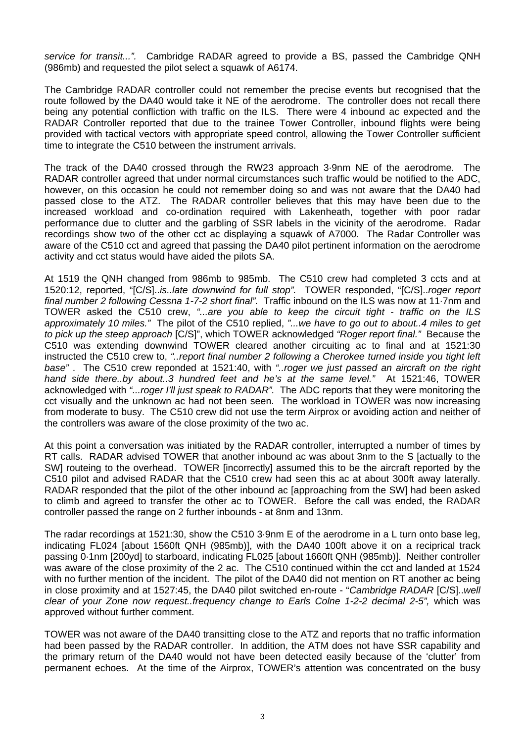*service for transit...".* Cambridge RADAR agreed to provide a BS, passed the Cambridge QNH (986mb) and requested the pilot select a squawk of A6174.

The Cambridge RADAR controller could not remember the precise events but recognised that the route followed by the DA40 would take it NE of the aerodrome. The controller does not recall there being any potential confliction with traffic on the ILS. There were 4 inbound ac expected and the RADAR Controller reported that due to the trainee Tower Controller, inbound flights were being provided with tactical vectors with appropriate speed control, allowing the Tower Controller sufficient time to integrate the C510 between the instrument arrivals.

The track of the DA40 crossed through the RW23 approach 3·9nm NE of the aerodrome. The RADAR controller agreed that under normal circumstances such traffic would be notified to the ADC, however, on this occasion he could not remember doing so and was not aware that the DA40 had passed close to the ATZ. The RADAR controller believes that this may have been due to the increased workload and co-ordination required with Lakenheath, together with poor radar performance due to clutter and the garbling of SSR labels in the vicinity of the aerodrome. Radar recordings show two of the other cct ac displaying a squawk of A7000. The Radar Controller was aware of the C510 cct and agreed that passing the DA40 pilot pertinent information on the aerodrome activity and cct status would have aided the pilots SA.

At 1519 the QNH changed from 986mb to 985mb. The C510 crew had completed 3 ccts and at 1520:12, reported, "[C/S]..*is..late downwind for full stop".* TOWER responded, "[C/S]..*roger report final number 2 following Cessna 1-7-2 short final".* Traffic inbound on the ILS was now at 11·7nm and TOWER asked the C510 crew, *"...are you able to keep the circuit tight - traffic on the ILS approximately 10 miles."* The pilot of the C510 replied, *"...we have to go out to about..4 miles to get to pick up the steep approach* [C/S]", which TOWER acknowledged *"Roger report final."* Because the C510 was extending downwind TOWER cleared another circuiting ac to final and at 1521:30 instructed the C510 crew to, *"..report final number 2 following a Cherokee turned inside you tight left base"* . The C510 crew reponded at 1521:40, with *"..roger we just passed an aircraft on the right hand side there..by about..3 hundred feet and he's at the same level."* At 1521:46, TOWER acknowledged with *"...roger I'll just speak to RADAR".* The ADC reports that they were monitoring the cct visually and the unknown ac had not been seen. The workload in TOWER was now increasing from moderate to busy. The C510 crew did not use the term Airprox or avoiding action and neither of the controllers was aware of the close proximity of the two ac.

At this point a conversation was initiated by the RADAR controller, interrupted a number of times by RT calls. RADAR advised TOWER that another inbound ac was about 3nm to the S [actually to the SW] routeing to the overhead. TOWER [incorrectly] assumed this to be the aircraft reported by the C510 pilot and advised RADAR that the C510 crew had seen this ac at about 300ft away laterally. RADAR responded that the pilot of the other inbound ac [approaching from the SW] had been asked to climb and agreed to transfer the other ac to TOWER. Before the call was ended, the RADAR controller passed the range on 2 further inbounds - at 8nm and 13nm.

The radar recordings at 1521:30, show the C510 3·9nm E of the aerodrome in a L turn onto base leg, indicating FL024 [about 1560ft QNH (985mb)], with the DA40 100ft above it on a reciprical track passing 0·1nm [200yd] to starboard, indicating FL025 [about 1660ft QNH (985mb)]. Neither controller was aware of the close proximity of the 2 ac. The C510 continued within the cct and landed at 1524 with no further mention of the incident. The pilot of the DA40 did not mention on RT another ac being in close proximity and at 1527:45, the DA40 pilot switched en-route - "*Cambridge RADAR* [C/S]..*well clear of your Zone now request..frequency change to Earls Colne 1-2-2 decimal 2-5",* which was approved without further comment.

TOWER was not aware of the DA40 transitting close to the ATZ and reports that no traffic information had been passed by the RADAR controller. In addition, the ATM does not have SSR capability and the primary return of the DA40 would not have been detected easily because of the 'clutter' from permanent echoes. At the time of the Airprox, TOWER's attention was concentrated on the busy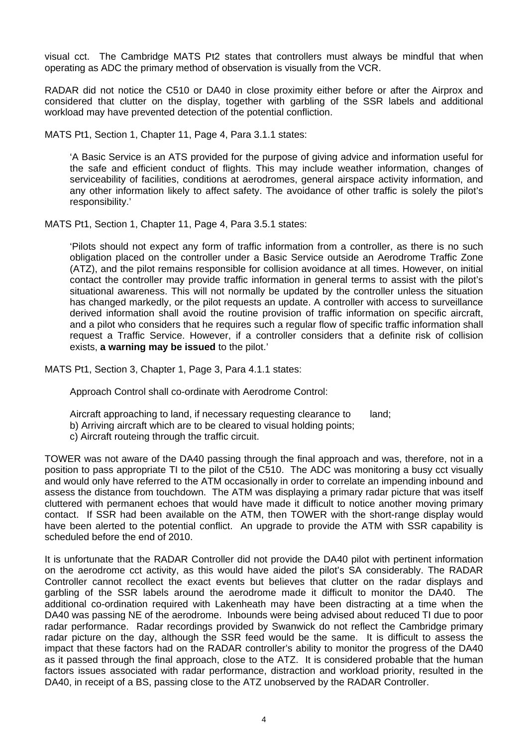visual cct. The Cambridge MATS Pt2 states that controllers must always be mindful that when operating as ADC the primary method of observation is visually from the VCR.

RADAR did not notice the C510 or DA40 in close proximity either before or after the Airprox and considered that clutter on the display, together with garbling of the SSR labels and additional workload may have prevented detection of the potential confliction.

MATS Pt1, Section 1, Chapter 11, Page 4, Para 3.1.1 states:

> 'A Basic Service is an ATS provided for the purpose of giving advice and information useful for the safe and efficient conduct of flights. This may include weather information, changes of serviceability of facilities, conditions at aerodromes, general airspace activity information, and any other information likely to affect safety. The avoidance of other traffic is solely the pilot's responsibility.'

MATS Pt1, Section 1, Chapter 11, Page 4, Para 3.5.1 states:

> 'Pilots should not expect any form of traffic information from a controller, as there is no such obligation placed on the controller under a Basic Service outside an Aerodrome Traffic Zone (ATZ), and the pilot remains responsible for collision avoidance at all times. However, on initial contact the controller may provide traffic information in general terms to assist with the pilot's situational awareness. This will not normally be updated by the controller unless the situation has changed markedly, or the pilot requests an update. A controller with access to surveillance derived information shall avoid the routine provision of traffic information on specific aircraft, and a pilot who considers that he requires such a regular flow of specific traffic information shall request a Traffic Service. However, if a controller considers that a definite risk of collision exists, **a warning may be issued** to the pilot.'

MATS Pt1, Section 3, Chapter 1, Page 3, Para 4.1.1 states:

> Approach Control shall co-ordinate with Aerodrome Control:
>
> Aircraft approaching to land, if necessary requesting clearance to land;
> b) Arriving aircraft which are to be cleared to visual holding points;
> c) Aircraft routeing through the traffic circuit.

TOWER was not aware of the DA40 passing through the final approach and was, therefore, not in a position to pass appropriate TI to the pilot of the C510. The ADC was monitoring a busy cct visually and would only have referred to the ATM occasionally in order to correlate an impending inbound and assess the distance from touchdown. The ATM was displaying a primary radar picture that was itself cluttered with permanent echoes that would have made it difficult to notice another moving primary contact. If SSR had been available on the ATM, then TOWER with the short-range display would have been alerted to the potential conflict. An upgrade to provide the ATM with SSR capability is scheduled before the end of 2010.

It is unfortunate that the RADAR Controller did not provide the DA40 pilot with pertinent information on the aerodrome cct activity, as this would have aided the pilot's SA considerably. The RADAR Controller cannot recollect the exact events but believes that clutter on the radar displays and garbling of the SSR labels around the aerodrome made it difficult to monitor the DA40. The additional co-ordination required with Lakenheath may have been distracting at a time when the DA40 was passing NE of the aerodrome. Inbounds were being advised about reduced TI due to poor radar performance. Radar recordings provided by Swanwick do not reflect the Cambridge primary radar picture on the day, although the SSR feed would be the same. It is difficult to assess the impact that these factors had on the RADAR controller's ability to monitor the progress of the DA40 as it passed through the final approach, close to the ATZ. It is considered probable that the human factors issues associated with radar performance, distraction and workload priority, resulted in the DA40, in receipt of a BS, passing close to the ATZ unobserved by the RADAR Controller.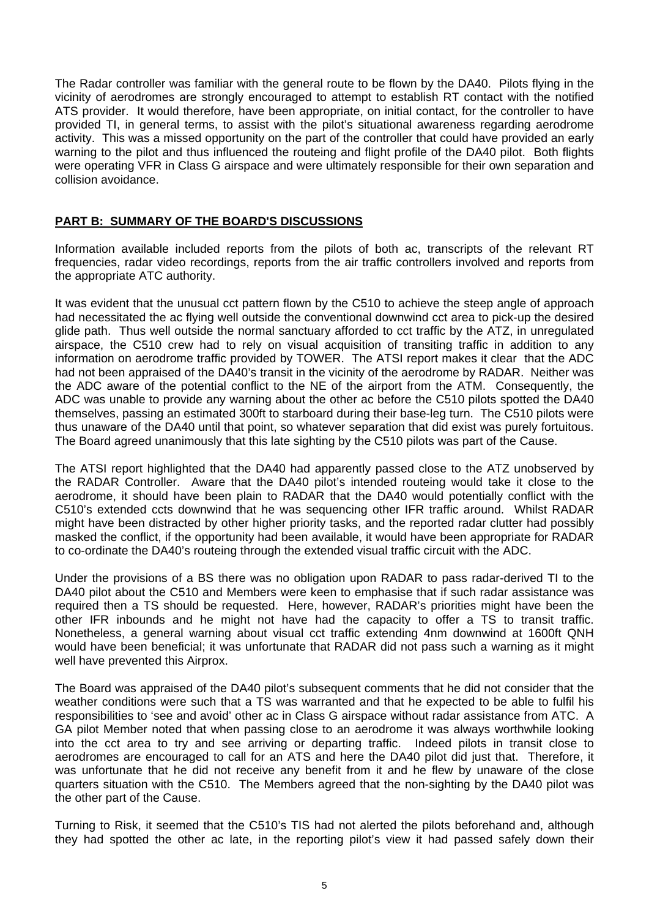The Radar controller was familiar with the general route to be flown by the DA40. Pilots flying in the vicinity of aerodromes are strongly encouraged to attempt to establish RT contact with the notified ATS provider. It would therefore, have been appropriate, on initial contact, for the controller to have provided TI, in general terms, to assist with the pilot's situational awareness regarding aerodrome activity. This was a missed opportunity on the part of the controller that could have provided an early warning to the pilot and thus influenced the routeing and flight profile of the DA40 pilot. Both flights were operating VFR in Class G airspace and were ultimately responsible for their own separation and collision avoidance.

## PART B: SUMMARY OF THE BOARD'S DISCUSSIONS

Information available included reports from the pilots of both ac, transcripts of the relevant RT frequencies, radar video recordings, reports from the air traffic controllers involved and reports from the appropriate ATC authority.

It was evident that the unusual cct pattern flown by the C510 to achieve the steep angle of approach had necessitated the ac flying well outside the conventional downwind cct area to pick-up the desired glide path. Thus well outside the normal sanctuary afforded to cct traffic by the ATZ, in unregulated airspace, the C510 crew had to rely on visual acquisition of transiting traffic in addition to any information on aerodrome traffic provided by TOWER. The ATSI report makes it clear that the ADC had not been appraised of the DA40's transit in the vicinity of the aerodrome by RADAR. Neither was the ADC aware of the potential conflict to the NE of the airport from the ATM. Consequently, the ADC was unable to provide any warning about the other ac before the C510 pilots spotted the DA40 themselves, passing an estimated 300ft to starboard during their base-leg turn. The C510 pilots were thus unaware of the DA40 until that point, so whatever separation that did exist was purely fortuitous. The Board agreed unanimously that this late sighting by the C510 pilots was part of the Cause.

The ATSI report highlighted that the DA40 had apparently passed close to the ATZ unobserved by the RADAR Controller. Aware that the DA40 pilot's intended routeing would take it close to the aerodrome, it should have been plain to RADAR that the DA40 would potentially conflict with the C510's extended ccts downwind that he was sequencing other IFR traffic around. Whilst RADAR might have been distracted by other higher priority tasks, and the reported radar clutter had possibly masked the conflict, if the opportunity had been available, it would have been appropriate for RADAR to co-ordinate the DA40's routeing through the extended visual traffic circuit with the ADC.

Under the provisions of a BS there was no obligation upon RADAR to pass radar-derived TI to the DA40 pilot about the C510 and Members were keen to emphasise that if such radar assistance was required then a TS should be requested. Here, however, RADAR's priorities might have been the other IFR inbounds and he might not have had the capacity to offer a TS to transit traffic. Nonetheless, a general warning about visual cct traffic extending 4nm downwind at 1600ft QNH would have been beneficial; it was unfortunate that RADAR did not pass such a warning as it might well have prevented this Airprox.

The Board was appraised of the DA40 pilot's subsequent comments that he did not consider that the weather conditions were such that a TS was warranted and that he expected to be able to fulfil his responsibilities to 'see and avoid' other ac in Class G airspace without radar assistance from ATC. A GA pilot Member noted that when passing close to an aerodrome it was always worthwhile looking into the cct area to try and see arriving or departing traffic. Indeed pilots in transit close to aerodromes are encouraged to call for an ATS and here the DA40 pilot did just that. Therefore, it was unfortunate that he did not receive any benefit from it and he flew by unaware of the close quarters situation with the C510. The Members agreed that the non-sighting by the DA40 pilot was the other part of the Cause.

Turning to Risk, it seemed that the C510's TIS had not alerted the pilots beforehand and, although they had spotted the other ac late, in the reporting pilot's view it had passed safely down their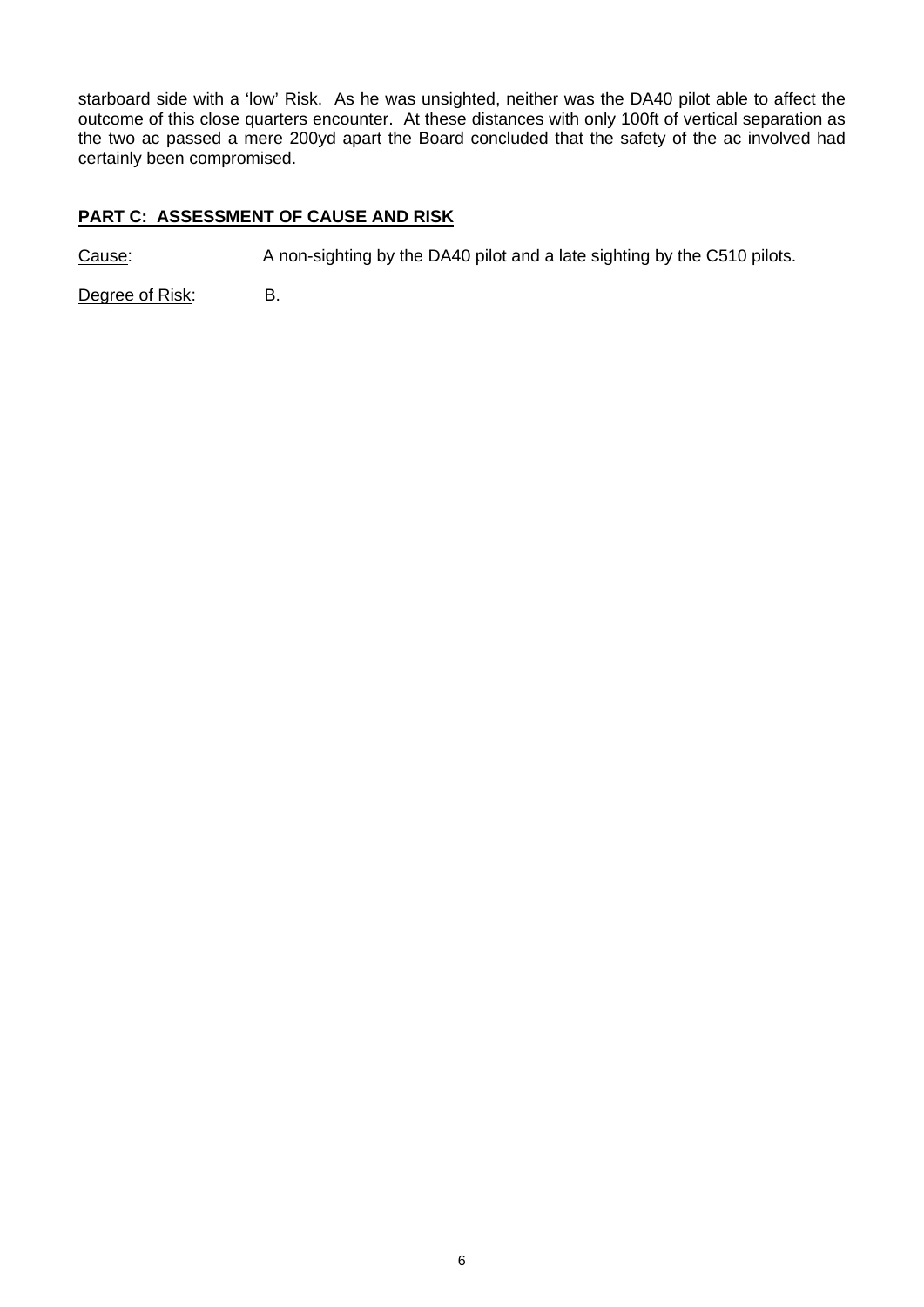starboard side with a 'low' Risk. As he was unsighted, neither was the DA40 pilot able to affect the outcome of this close quarters encounter. At these distances with only 100ft of vertical separation as the two ac passed a mere 200yd apart the Board concluded that the safety of the ac involved had certainly been compromised.

## PART C: ASSESSMENT OF CAUSE AND RISK

Cause: A non-sighting by the DA40 pilot and a late sighting by the C510 pilots.

Degree of Risk: B.